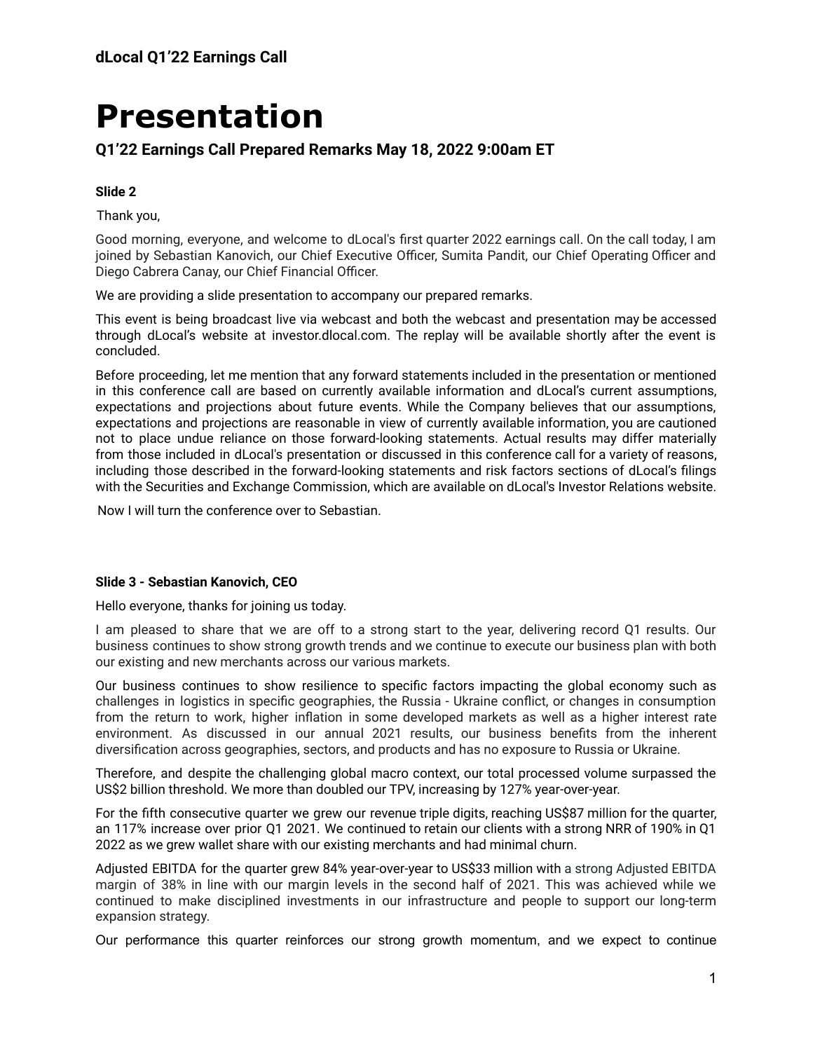# Presentation

### Q1'22 Earnings Call Prepared Remarks May 18, 2022 9:00am ET

**Slide 2**

Thank you,

Good morning, everyone, and welcome to dLocal's first quarter 2022 earnings call. On the call today, I am joined by Sebastian Kanovich, our Chief Executive Officer, Sumita Pandit, our Chief Operating Officer and Diego Cabrera Canay, our Chief Financial Officer.

We are providing a slide presentation to accompany our prepared remarks.

This event is being broadcast live via webcast and both the webcast and presentation may be accessed through dLocal's website at investor.dlocal.com. The replay will be available shortly after the event is concluded.

Before proceeding, let me mention that any forward statements included in the presentation or mentioned in this conference call are based on currently available information and dLocal's current assumptions, expectations and projections about future events. While the Company believes that our assumptions, expectations and projections are reasonable in view of currently available information, you are cautioned not to place undue reliance on those forward-looking statements. Actual results may differ materially from those included in dLocal's presentation or discussed in this conference call for a variety of reasons, including those described in the forward-looking statements and risk factors sections of dLocal's filings with the Securities and Exchange Commission, which are available on dLocal's Investor Relations website.

Now I will turn the conference over to Sebastian.

**Slide 3 - Sebastian Kanovich, CEO**

Hello everyone, thanks for joining us today.

I am pleased to share that we are off to a strong start to the year, delivering record Q1 results. Our business continues to show strong growth trends and we continue to execute our business plan with both our existing and new merchants across our various markets.

Our business continues to show resilience to specific factors impacting the global economy such as challenges in logistics in specific geographies, the Russia - Ukraine conflict, or changes in consumption from the return to work, higher inflation in some developed markets as well as a higher interest rate environment. As discussed in our annual 2021 results, our business benefits from the inherent diversification across geographies, sectors, and products and has no exposure to Russia or Ukraine.

Therefore, and despite the challenging global macro context, our total processed volume surpassed the US$2 billion threshold. We more than doubled our TPV, increasing by 127% year-over-year.

For the fifth consecutive quarter we grew our revenue triple digits, reaching US$87 million for the quarter, an 117% increase over prior Q1 2021. We continued to retain our clients with a strong NRR of 190% in Q1 2022 as we grew wallet share with our existing merchants and had minimal churn.

Adjusted EBITDA for the quarter grew 84% year-over-year to US$33 million with a strong Adjusted EBITDA margin of 38% in line with our margin levels in the second half of 2021. This was achieved while we continued to make disciplined investments in our infrastructure and people to support our long-term expansion strategy.

Our performance this quarter reinforces our strong growth momentum, and we expect to continue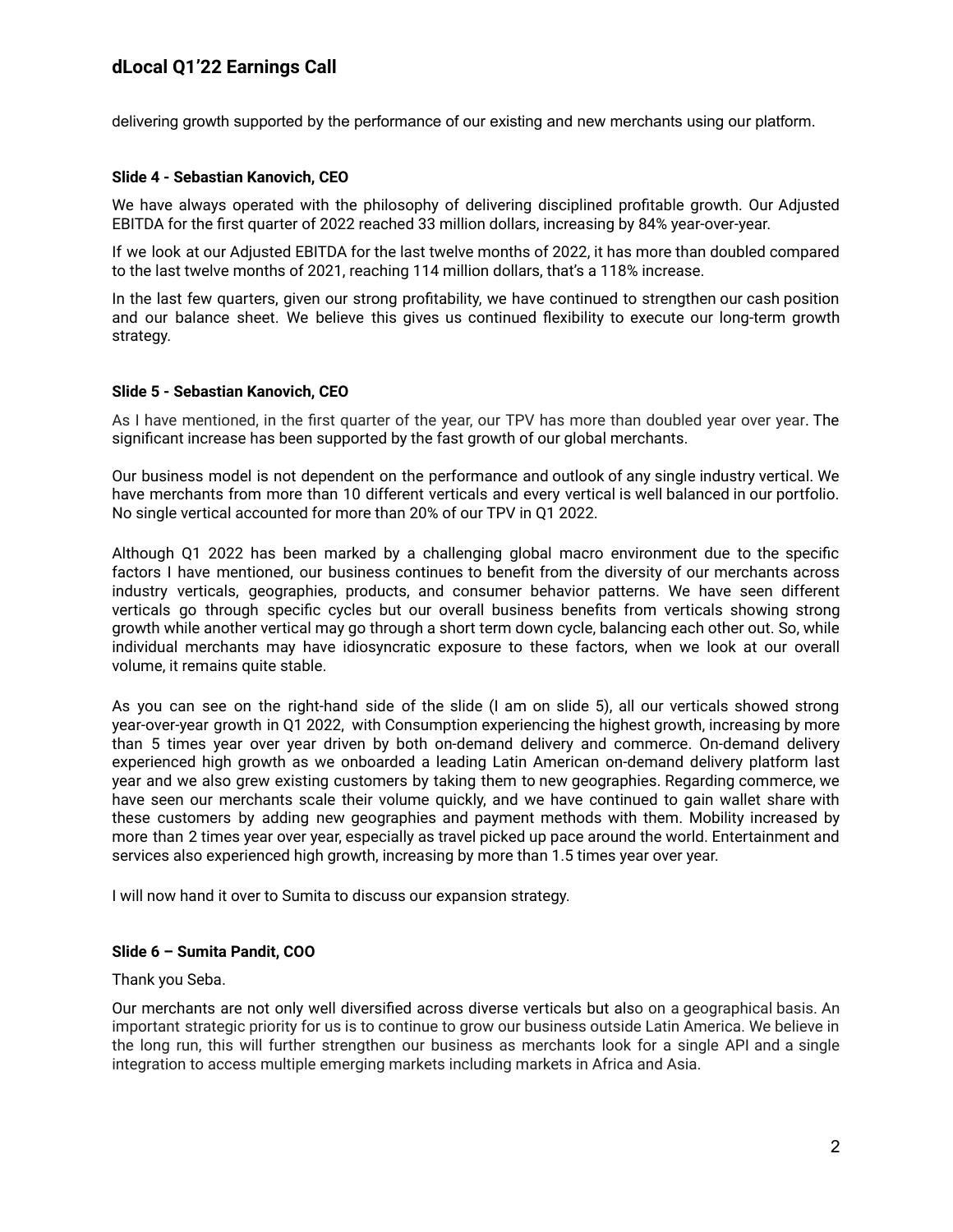delivering growth supported by the performance of our existing and new merchants using our platform.

**Slide 4 - Sebastian Kanovich, CEO**

We have always operated with the philosophy of delivering disciplined profitable growth. Our Adjusted EBITDA for the first quarter of 2022 reached 33 million dollars, increasing by 84% year-over-year.

If we look at our Adjusted EBITDA for the last twelve months of 2022, it has more than doubled compared to the last twelve months of 2021, reaching 114 million dollars, that's a 118% increase.

In the last few quarters, given our strong profitability, we have continued to strengthen our cash position and our balance sheet. We believe this gives us continued flexibility to execute our long-term growth strategy.

**Slide 5 - Sebastian Kanovich, CEO**

As I have mentioned, in the first quarter of the year, our TPV has more than doubled year over year. The significant increase has been supported by the fast growth of our global merchants.

Our business model is not dependent on the performance and outlook of any single industry vertical. We have merchants from more than 10 different verticals and every vertical is well balanced in our portfolio. No single vertical accounted for more than 20% of our TPV in Q1 2022.

Although Q1 2022 has been marked by a challenging global macro environment due to the specific factors I have mentioned, our business continues to benefit from the diversity of our merchants across industry verticals, geographies, products, and consumer behavior patterns. We have seen different verticals go through specific cycles but our overall business benefits from verticals showing strong growth while another vertical may go through a short term down cycle, balancing each other out. So, while individual merchants may have idiosyncratic exposure to these factors, when we look at our overall volume, it remains quite stable.

As you can see on the right-hand side of the slide (I am on slide 5), all our verticals showed strong year-over-year growth in Q1 2022, with Consumption experiencing the highest growth, increasing by more than 5 times year over year driven by both on-demand delivery and commerce. On-demand delivery experienced high growth as we onboarded a leading Latin American on-demand delivery platform last year and we also grew existing customers by taking them to new geographies. Regarding commerce, we have seen our merchants scale their volume quickly, and we have continued to gain wallet share with these customers by adding new geographies and payment methods with them. Mobility increased by more than 2 times year over year, especially as travel picked up pace around the world. Entertainment and services also experienced high growth, increasing by more than 1.5 times year over year.

I will now hand it over to Sumita to discuss our expansion strategy.

**Slide 6 – Sumita Pandit, COO**

Thank you Seba.

Our merchants are not only well diversified across diverse verticals but also on a geographical basis. An important strategic priority for us is to continue to grow our business outside Latin America. We believe in the long run, this will further strengthen our business as merchants look for a single API and a single integration to access multiple emerging markets including markets in Africa and Asia.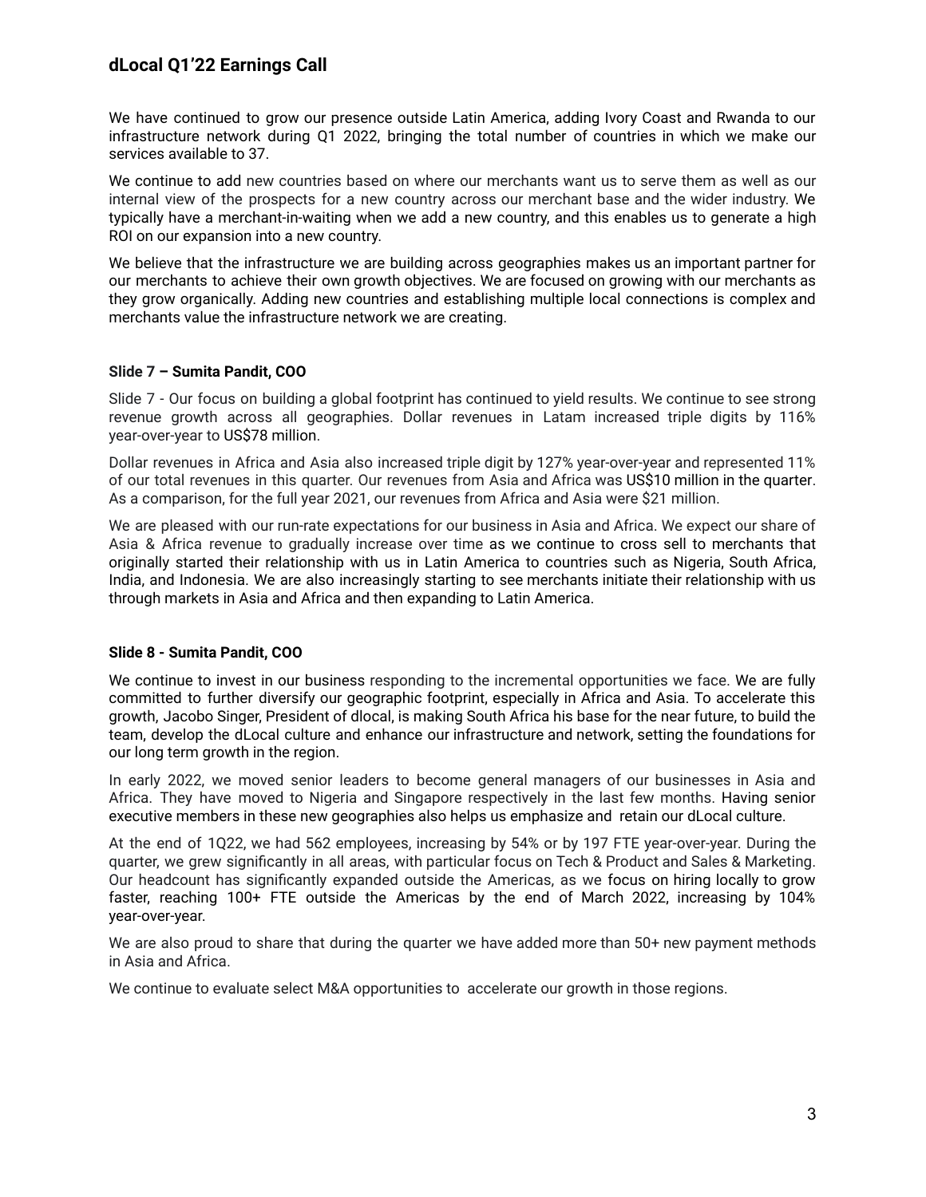We have continued to grow our presence outside Latin America, adding Ivory Coast and Rwanda to our infrastructure network during Q1 2022, bringing the total number of countries in which we make our services available to 37.

We continue to add new countries based on where our merchants want us to serve them as well as our internal view of the prospects for a new country across our merchant base and the wider industry. We typically have a merchant-in-waiting when we add a new country, and this enables us to generate a high ROI on our expansion into a new country.

We believe that the infrastructure we are building across geographies makes us an important partner for our merchants to achieve their own growth objectives. We are focused on growing with our merchants as they grow organically. Adding new countries and establishing multiple local connections is complex and merchants value the infrastructure network we are creating.

**Slide 7 – Sumita Pandit, COO**

Slide 7 - Our focus on building a global footprint has continued to yield results. We continue to see strong revenue growth across all geographies. Dollar revenues in Latam increased triple digits by 116% year-over-year to US$78 million.

Dollar revenues in Africa and Asia also increased triple digit by 127% year-over-year and represented 11% of our total revenues in this quarter. Our revenues from Asia and Africa was US$10 million in the quarter. As a comparison, for the full year 2021, our revenues from Africa and Asia were $21 million.

We are pleased with our run-rate expectations for our business in Asia and Africa. We expect our share of Asia & Africa revenue to gradually increase over time as we continue to cross sell to merchants that originally started their relationship with us in Latin America to countries such as Nigeria, South Africa, India, and Indonesia. We are also increasingly starting to see merchants initiate their relationship with us through markets in Asia and Africa and then expanding to Latin America.

**Slide 8 - Sumita Pandit, COO**

We continue to invest in our business responding to the incremental opportunities we face. We are fully committed to further diversify our geographic footprint, especially in Africa and Asia. To accelerate this growth, Jacobo Singer, President of dlocal, is making South Africa his base for the near future, to build the team, develop the dLocal culture and enhance our infrastructure and network, setting the foundations for our long term growth in the region.

In early 2022, we moved senior leaders to become general managers of our businesses in Asia and Africa. They have moved to Nigeria and Singapore respectively in the last few months. Having senior executive members in these new geographies also helps us emphasize and retain our dLocal culture.

At the end of 1Q22, we had 562 employees, increasing by 54% or by 197 FTE year-over-year. During the quarter, we grew significantly in all areas, with particular focus on Tech & Product and Sales & Marketing. Our headcount has significantly expanded outside the Americas, as we focus on hiring locally to grow faster, reaching 100+ FTE outside the Americas by the end of March 2022, increasing by 104% year-over-year.

We are also proud to share that during the quarter we have added more than 50+ new payment methods in Asia and Africa.

We continue to evaluate select M&A opportunities to accelerate our growth in those regions.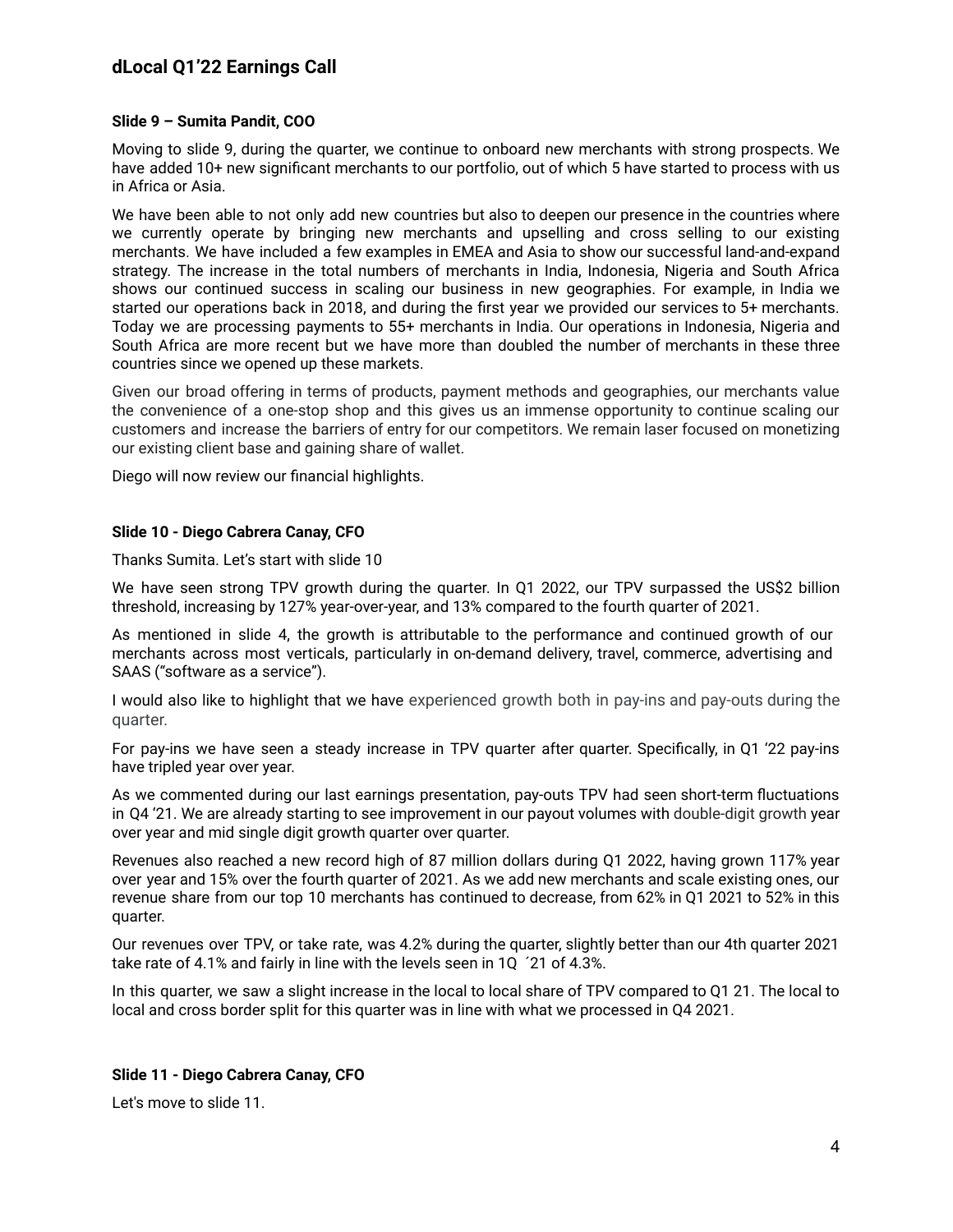**Slide 9 – Sumita Pandit, COO**

Moving to slide 9, during the quarter, we continue to onboard new merchants with strong prospects. We have added 10+ new significant merchants to our portfolio, out of which 5 have started to process with us in Africa or Asia.

We have been able to not only add new countries but also to deepen our presence in the countries where we currently operate by bringing new merchants and upselling and cross selling to our existing merchants. We have included a few examples in EMEA and Asia to show our successful land-and-expand strategy. The increase in the total numbers of merchants in India, Indonesia, Nigeria and South Africa shows our continued success in scaling our business in new geographies. For example, in India we started our operations back in 2018, and during the first year we provided our services to 5+ merchants. Today we are processing payments to 55+ merchants in India. Our operations in Indonesia, Nigeria and South Africa are more recent but we have more than doubled the number of merchants in these three countries since we opened up these markets.

Given our broad offering in terms of products, payment methods and geographies, our merchants value the convenience of a one-stop shop and this gives us an immense opportunity to continue scaling our customers and increase the barriers of entry for our competitors. We remain laser focused on monetizing our existing client base and gaining share of wallet.

Diego will now review our financial highlights.

**Slide 10 - Diego Cabrera Canay, CFO**

Thanks Sumita. Let's start with slide 10

We have seen strong TPV growth during the quarter. In Q1 2022, our TPV surpassed the US$2 billion threshold, increasing by 127% year-over-year, and 13% compared to the fourth quarter of 2021.

As mentioned in slide 4, the growth is attributable to the performance and continued growth of our merchants across most verticals, particularly in on-demand delivery, travel, commerce, advertising and SAAS ("software as a service").

I would also like to highlight that we have experienced growth both in pay-ins and pay-outs during the quarter.

For pay-ins we have seen a steady increase in TPV quarter after quarter. Specifically, in Q1 '22 pay-ins have tripled year over year.

As we commented during our last earnings presentation, pay-outs TPV had seen short-term fluctuations in Q4 '21. We are already starting to see improvement in our payout volumes with double-digit growth year over year and mid single digit growth quarter over quarter.

Revenues also reached a new record high of 87 million dollars during Q1 2022, having grown 117% year over year and 15% over the fourth quarter of 2021. As we add new merchants and scale existing ones, our revenue share from our top 10 merchants has continued to decrease, from 62% in Q1 2021 to 52% in this quarter.

Our revenues over TPV, or take rate, was 4.2% during the quarter, slightly better than our 4th quarter 2021 take rate of 4.1% and fairly in line with the levels seen in 1Q ´21 of 4.3%.

In this quarter, we saw a slight increase in the local to local share of TPV compared to Q1 21. The local to local and cross border split for this quarter was in line with what we processed in Q4 2021.

**Slide 11 - Diego Cabrera Canay, CFO**

Let's move to slide 11.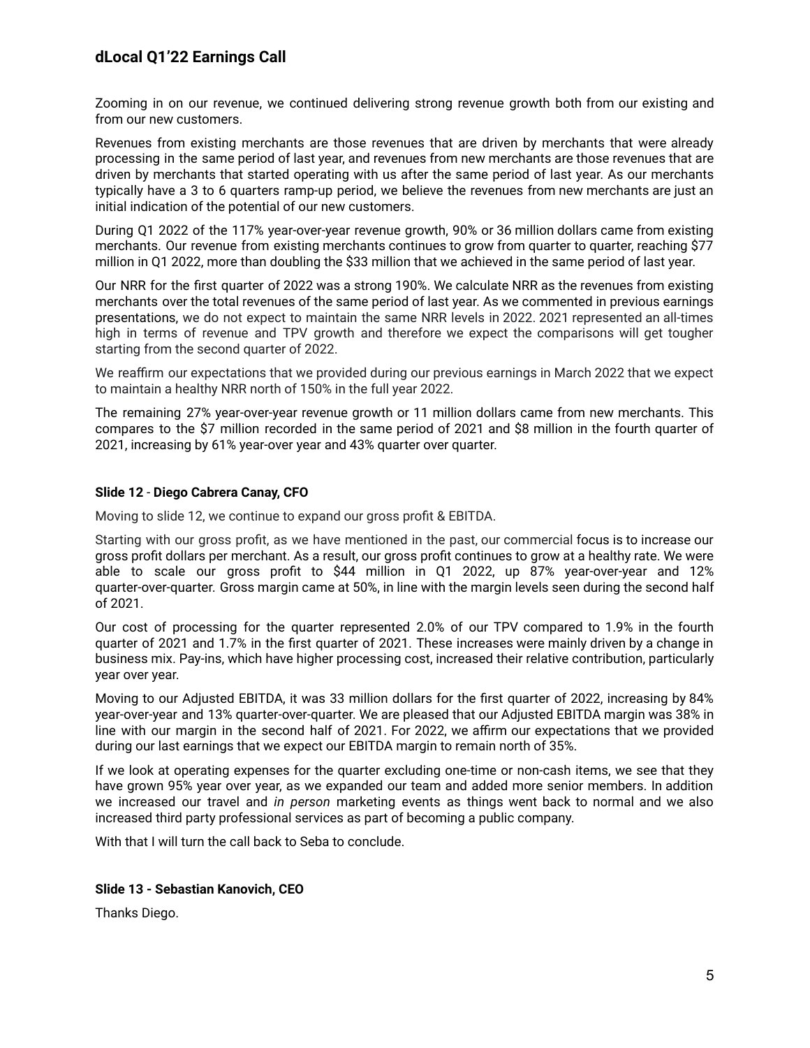Zooming in on our revenue, we continued delivering strong revenue growth both from our existing and from our new customers.

Revenues from existing merchants are those revenues that are driven by merchants that were already processing in the same period of last year, and revenues from new merchants are those revenues that are driven by merchants that started operating with us after the same period of last year. As our merchants typically have a 3 to 6 quarters ramp-up period, we believe the revenues from new merchants are just an initial indication of the potential of our new customers.

During Q1 2022 of the 117% year-over-year revenue growth, 90% or 36 million dollars came from existing merchants. Our revenue from existing merchants continues to grow from quarter to quarter, reaching $77 million in Q1 2022, more than doubling the $33 million that we achieved in the same period of last year.

Our NRR for the first quarter of 2022 was a strong 190%. We calculate NRR as the revenues from existing merchants over the total revenues of the same period of last year. As we commented in previous earnings presentations, we do not expect to maintain the same NRR levels in 2022. 2021 represented an all-times high in terms of revenue and TPV growth and therefore we expect the comparisons will get tougher starting from the second quarter of 2022.

We reaffirm our expectations that we provided during our previous earnings in March 2022 that we expect to maintain a healthy NRR north of 150% in the full year 2022.

The remaining 27% year-over-year revenue growth or 11 million dollars came from new merchants. This compares to the $7 million recorded in the same period of 2021 and $8 million in the fourth quarter of 2021, increasing by 61% year-over year and 43% quarter over quarter.

**Slide 12** - **Diego Cabrera Canay, CFO**

Moving to slide 12, we continue to expand our gross profit & EBITDA.

Starting with our gross profit, as we have mentioned in the past, our commercial focus is to increase our gross profit dollars per merchant. As a result, our gross profit continues to grow at a healthy rate. We were able to scale our gross profit to $44 million in Q1 2022, up 87% year-over-year and 12% quarter-over-quarter. Gross margin came at 50%, in line with the margin levels seen during the second half of 2021.

Our cost of processing for the quarter represented 2.0% of our TPV compared to 1.9% in the fourth quarter of 2021 and 1.7% in the first quarter of 2021. These increases were mainly driven by a change in business mix. Pay-ins, which have higher processing cost, increased their relative contribution, particularly year over year.

Moving to our Adjusted EBITDA, it was 33 million dollars for the first quarter of 2022, increasing by 84% year-over-year and 13% quarter-over-quarter. We are pleased that our Adjusted EBITDA margin was 38% in line with our margin in the second half of 2021. For 2022, we affirm our expectations that we provided during our last earnings that we expect our EBITDA margin to remain north of 35%.

If we look at operating expenses for the quarter excluding one-time or non-cash items, we see that they have grown 95% year over year, as we expanded our team and added more senior members. In addition we increased our travel and *in person* marketing events as things went back to normal and we also increased third party professional services as part of becoming a public company.

With that I will turn the call back to Seba to conclude.

**Slide 13 - Sebastian Kanovich, CEO**

Thanks Diego.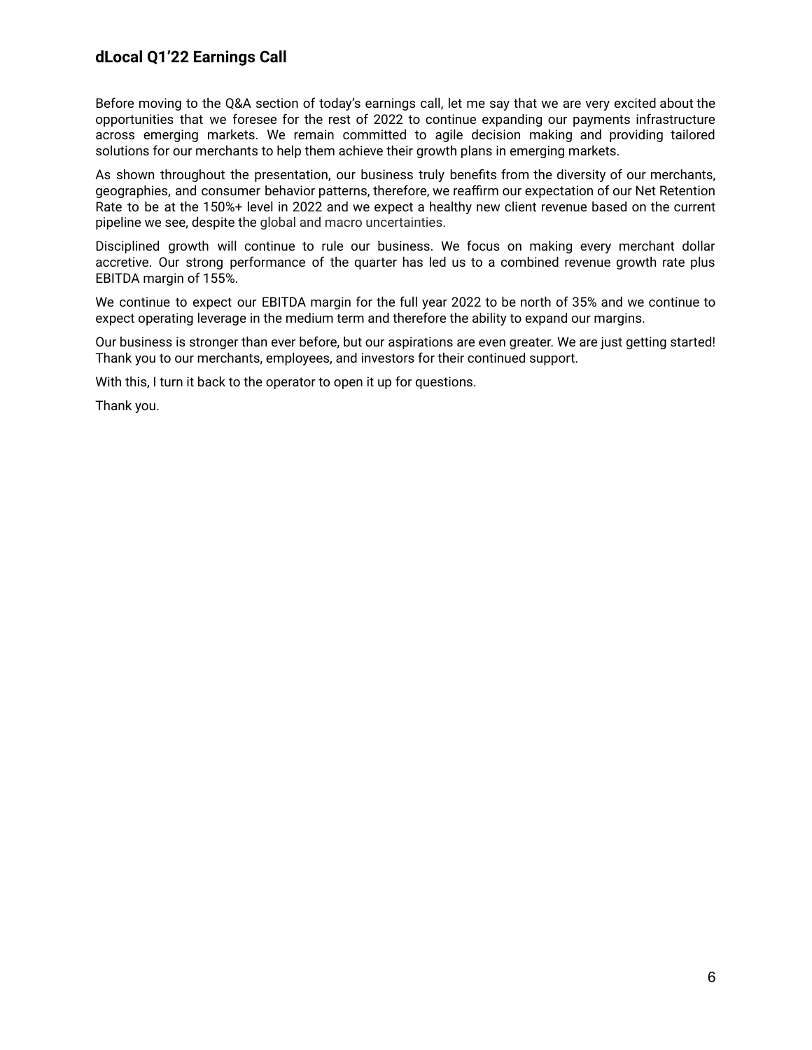Before moving to the Q&A section of today's earnings call, let me say that we are very excited about the opportunities that we foresee for the rest of 2022 to continue expanding our payments infrastructure across emerging markets. We remain committed to agile decision making and providing tailored solutions for our merchants to help them achieve their growth plans in emerging markets.

As shown throughout the presentation, our business truly benefits from the diversity of our merchants, geographies, and consumer behavior patterns, therefore, we reaffirm our expectation of our Net Retention Rate to be at the 150%+ level in 2022 and we expect a healthy new client revenue based on the current pipeline we see, despite the global and macro uncertainties.

Disciplined growth will continue to rule our business. We focus on making every merchant dollar accretive. Our strong performance of the quarter has led us to a combined revenue growth rate plus EBITDA margin of 155%.

We continue to expect our EBITDA margin for the full year 2022 to be north of 35% and we continue to expect operating leverage in the medium term and therefore the ability to expand our margins.

Our business is stronger than ever before, but our aspirations are even greater. We are just getting started! Thank you to our merchants, employees, and investors for their continued support.

With this, I turn it back to the operator to open it up for questions.

Thank you.